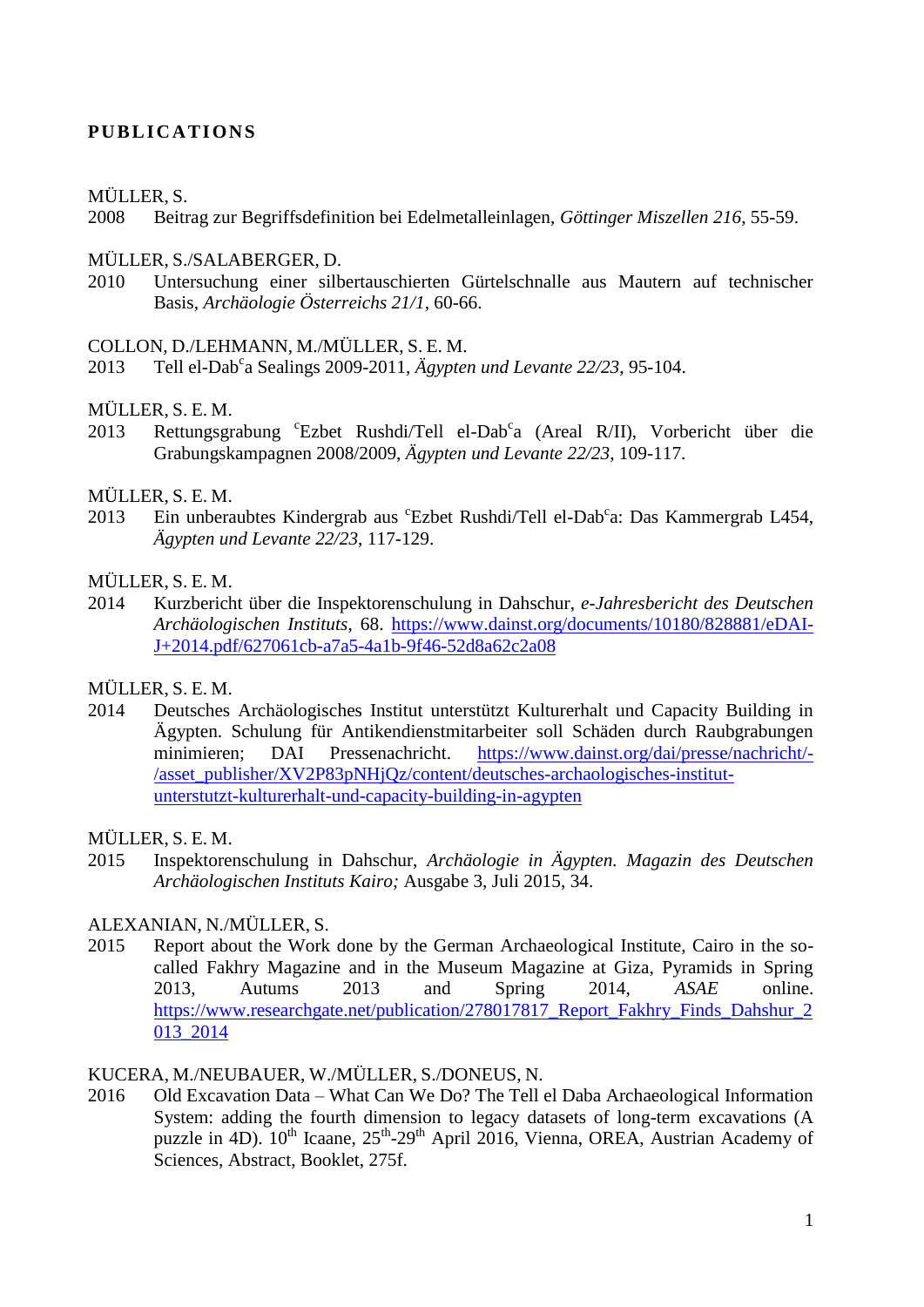# PUBLICATIONS

MÜLLER, S.

2008 Beitrag zur Begriffsdefinition bei Edelmetalleinlagen, *Göttinger Miszellen 216*, 55-59.

MÜLLER, S./SALABERGER, D.

2010 Untersuchung einer silbertauschierten Gürtelschnalle aus Mautern auf technischer Basis, *Archäologie Österreichs 21/1*, 60-66.

COLLON, D./LEHMANN, M./MÜLLER, S. E. M.

2013 Tell el-Dab$^{c}$a Sealings 2009-2011, *Ägypten und Levante 22/23*, 95-104.

MÜLLER, S. E. M.

2013 Rettungsgrabung $^{c}$Ezbet Rushdi/Tell el-Dab$^{c}$a (Areal R/II), Vorbericht über die Grabungskampagnen 2008/2009, *Ägypten und Levante 22/23*, 109-117.

MÜLLER, S. E. M.

2013 Ein unberaubtes Kindergrab aus $^{c}$Ezbet Rushdi/Tell el-Dab$^{c}$a: Das Kammergrab L454, *Ägypten und Levante 22/23*, 117-129.

MÜLLER, S. E. M.

2014 Kurzbericht über die Inspektorenschulung in Dahschur, *e-Jahresbericht des Deutschen Archäologischen Instituts*, 68. https://www.dainst.org/documents/10180/828881/eDAI-J+2014.pdf/627061cb-a7a5-4a1b-9f46-52d8a62c2a08

MÜLLER, S. E. M.

2014 Deutsches Archäologisches Institut unterstützt Kulturerhalt und Capacity Building in Ägypten. Schulung für Antikendienstmitarbeiter soll Schäden durch Raubgrabungen minimieren; DAI Pressenachricht. https://www.dainst.org/dai/presse/nachricht/-/asset_publisher/XV2P83pNHjQz/content/deutsches-archaologisches-institut-unterstutzt-kulturerhalt-und-capacity-building-in-agypten

MÜLLER, S. E. M.

2015 Inspektorenschulung in Dahschur, *Archäologie in Ägypten. Magazin des Deutschen Archäologischen Instituts Kairo;* Ausgabe 3, Juli 2015, 34.

ALEXANIAN, N./MÜLLER, S.

2015 Report about the Work done by the German Archaeological Institute, Cairo in the so-called Fakhry Magazine and in the Museum Magazine at Giza, Pyramids in Spring 2013, Autums 2013 and Spring 2014, *ASAE* online. https://www.researchgate.net/publication/278017817_Report_Fakhry_Finds_Dahshur_2013_2014

KUCERA, M./NEUBAUER, W./MÜLLER, S./DONEUS, N.

2016 Old Excavation Data – What Can We Do? The Tell el Daba Archaeological Information System: adding the fourth dimension to legacy datasets of long-term excavations (A puzzle in 4D). 10$^{th}$ Icaane, 25$^{th}$-29$^{th}$ April 2016, Vienna, OREA, Austrian Academy of Sciences, Abstract, Booklet, 275f.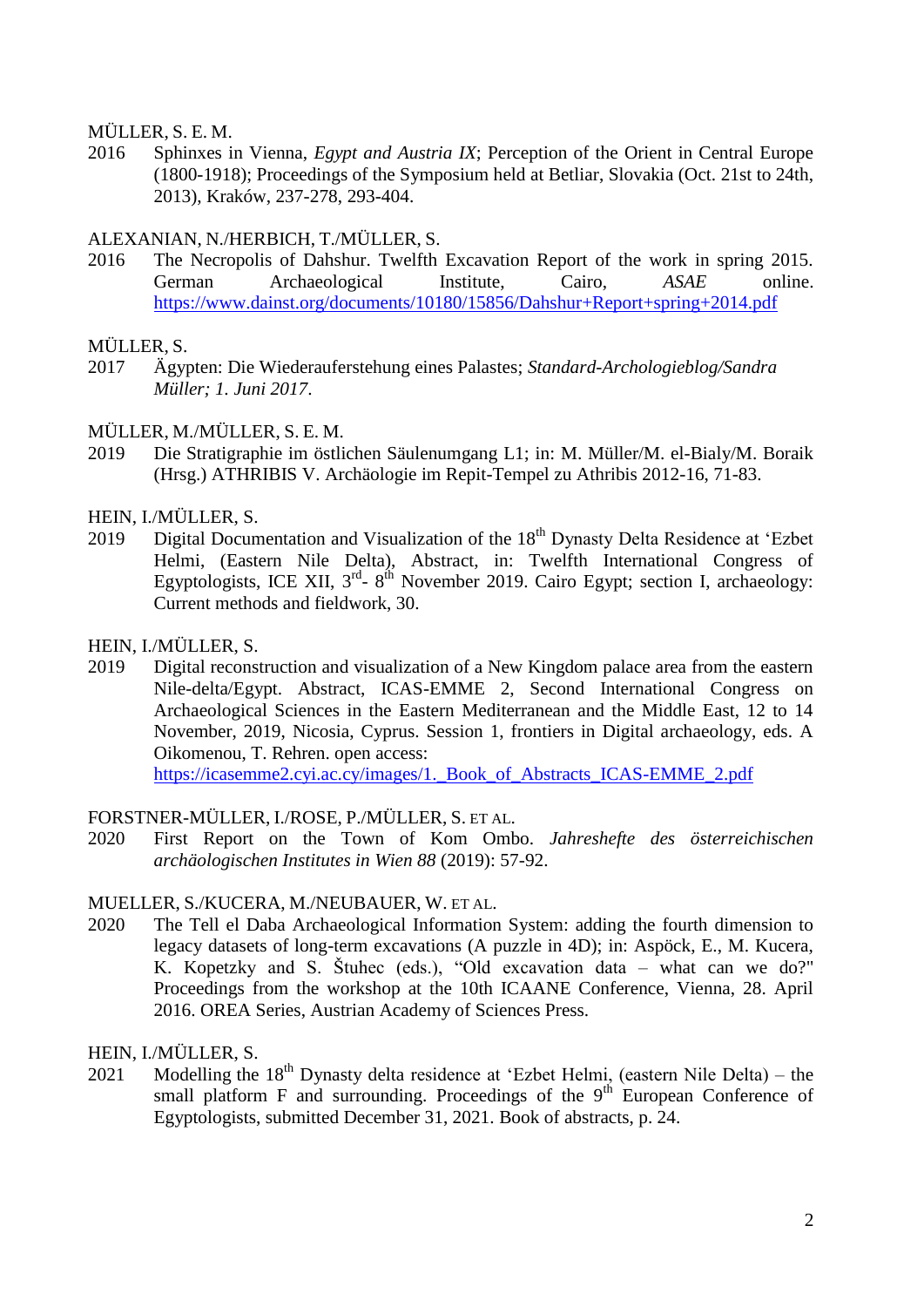MÜLLER, S. E. M.

2016 Sphinxes in Vienna, *Egypt and Austria IX*; Perception of the Orient in Central Europe (1800-1918); Proceedings of the Symposium held at Betliar, Slovakia (Oct. 21st to 24th, 2013), Kraków, 237-278, 293-404.

ALEXANIAN, N./HERBICH, T./MÜLLER, S.

2016 The Necropolis of Dahshur. Twelfth Excavation Report of the work in spring 2015. German Archaeological Institute, Cairo, *ASAE* online. https://www.dainst.org/documents/10180/15856/Dahshur+Report+spring+2014.pdf

MÜLLER, S.

2017 Ägypten: Die Wiederauferstehung eines Palastes; *Standard-Archologieblog/Sandra Müller; 1. Juni 2017*.

MÜLLER, M./MÜLLER, S. E. M.

2019 Die Stratigraphie im östlichen Säulenumgang L1; in: M. Müller/M. el-Bialy/M. Boraik (Hrsg.) ATHRIBIS V. Archäologie im Repit-Tempel zu Athribis 2012-16, 71-83.

HEIN, I./MÜLLER, S.

2019 Digital Documentation and Visualization of the 18th Dynasty Delta Residence at 'Ezbet Helmi, (Eastern Nile Delta), Abstract, in: Twelfth International Congress of Egyptologists, ICE XII, 3rd- 8th November 2019. Cairo Egypt; section I, archaeology: Current methods and fieldwork, 30.

HEIN, I./MÜLLER, S.

2019 Digital reconstruction and visualization of a New Kingdom palace area from the eastern Nile-delta/Egypt. Abstract, ICAS-EMME 2, Second International Congress on Archaeological Sciences in the Eastern Mediterranean and the Middle East, 12 to 14 November, 2019, Nicosia, Cyprus. Session 1, frontiers in Digital archaeology, eds. A Oikomenou, T. Rehren. open access: https://icasemme2.cyi.ac.cy/images/1._Book_of_Abstracts_ICAS-EMME_2.pdf

FORSTNER-MÜLLER, I./ROSE, P./MÜLLER, S. ET AL.

2020 First Report on the Town of Kom Ombo. *Jahreshefte des österreichischen archäologischen Institutes in Wien 88* (2019): 57-92.

MUELLER, S./KUCERA, M./NEUBAUER, W. ET AL.

2020 The Tell el Daba Archaeological Information System: adding the fourth dimension to legacy datasets of long-term excavations (A puzzle in 4D); in: Aspöck, E., M. Kucera, K. Kopetzky and S. Štuhec (eds.), "Old excavation data – what can we do?" Proceedings from the workshop at the 10th ICAANE Conference, Vienna, 28. April 2016. OREA Series, Austrian Academy of Sciences Press.

HEIN, I./MÜLLER, S.

2021 Modelling the 18th Dynasty delta residence at 'Ezbet Helmi, (eastern Nile Delta) – the small platform F and surrounding. Proceedings of the 9th European Conference of Egyptologists, submitted December 31, 2021. Book of abstracts, p. 24.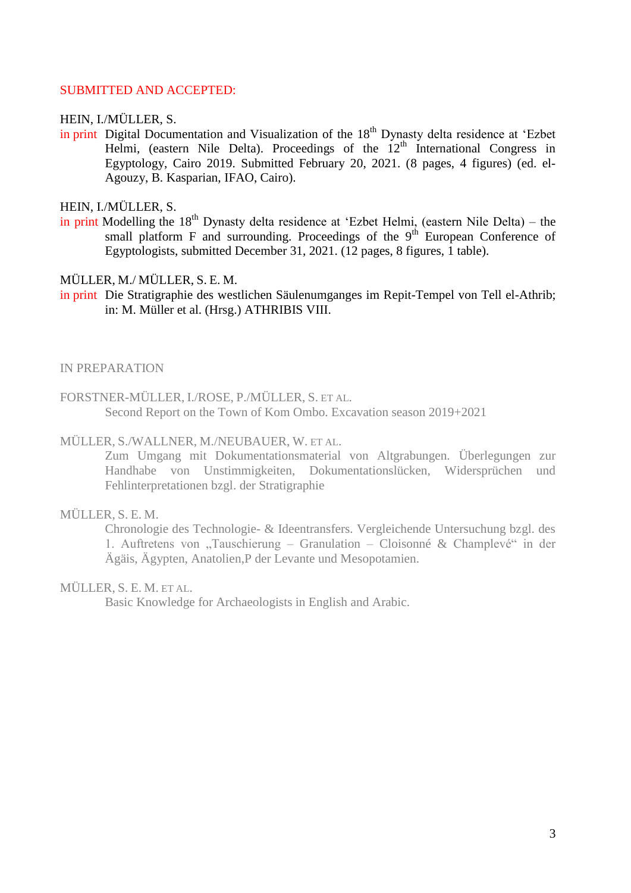## SUBMITTED AND ACCEPTED:

HEIN, I./MÜLLER, S.

in print Digital Documentation and Visualization of the 18th Dynasty delta residence at 'Ezbet Helmi, (eastern Nile Delta). Proceedings of the 12th International Congress in Egyptology, Cairo 2019. Submitted February 20, 2021. (8 pages, 4 figures) (ed. el-Agouzy, B. Kasparian, IFAO, Cairo).

HEIN, I./MÜLLER, S.

in print Modelling the 18th Dynasty delta residence at 'Ezbet Helmi, (eastern Nile Delta) – the small platform F and surrounding. Proceedings of the 9th European Conference of Egyptologists, submitted December 31, 2021. (12 pages, 8 figures, 1 table).

MÜLLER, M./ MÜLLER, S. E. M.

in print Die Stratigraphie des westlichen Säulenumganges im Repit-Tempel von Tell el-Athrib; in: M. Müller et al. (Hrsg.) ATHRIBIS VIII.

## IN PREPARATION

FORSTNER-MÜLLER, I./ROSE, P./MÜLLER, S. ET AL.

Second Report on the Town of Kom Ombo. Excavation season 2019+2021

MÜLLER, S./WALLNER, M./NEUBAUER, W. ET AL.

Zum Umgang mit Dokumentationsmaterial von Altgrabungen. Überlegungen zur Handhabe von Unstimmigkeiten, Dokumentationslücken, Widersprüchen und Fehlinterpretationen bzgl. der Stratigraphie

MÜLLER, S. E. M.

Chronologie des Technologie- & Ideentransfers. Vergleichende Untersuchung bzgl. des 1. Auftretens von „Tauschierung – Granulation – Cloisonné & Champlevé" in der Ägäis, Ägypten, Anatolien,P der Levante und Mesopotamien.

MÜLLER, S. E. M. ET AL.

Basic Knowledge for Archaeologists in English and Arabic.